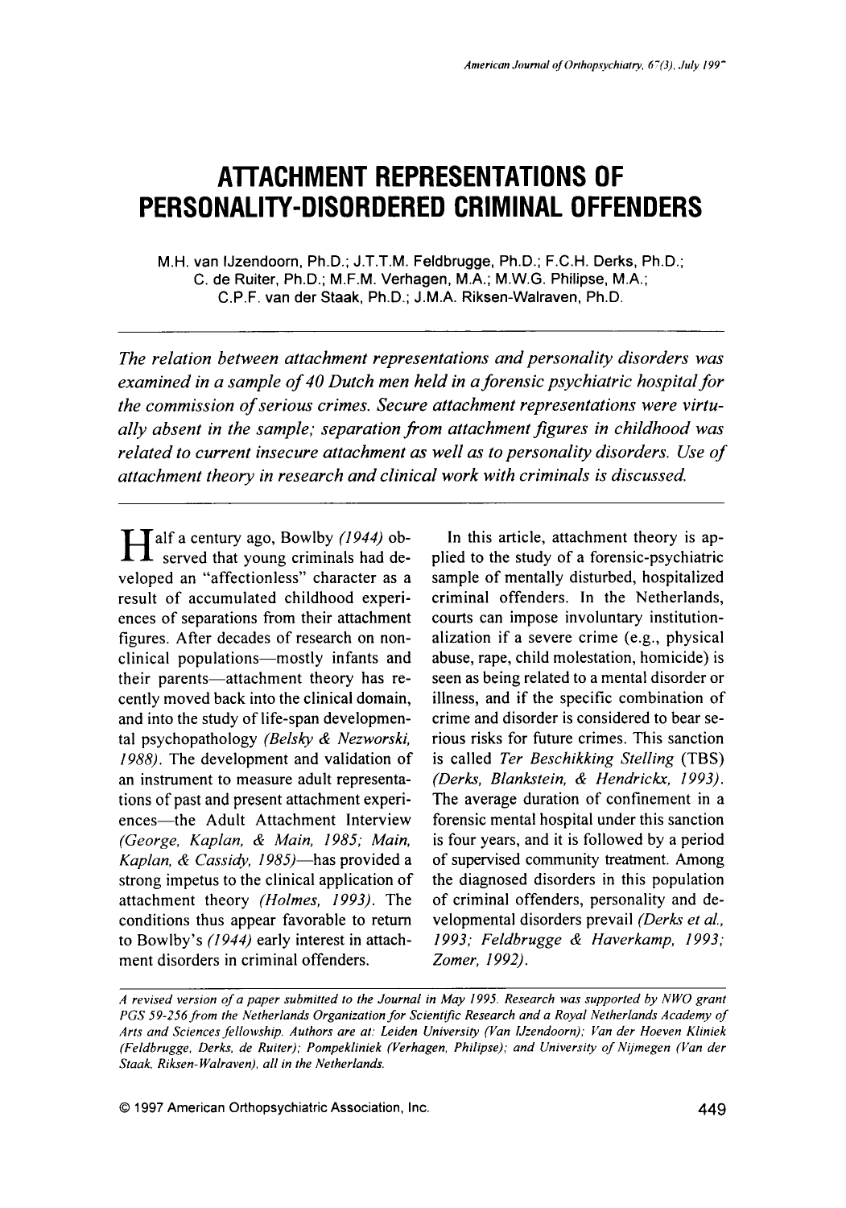# ATTACHMENT REPRESENTATIONS OF PERSONALITY-DISORDERED CRIMINAL OFFENDERS

M.H. van IJzendoorn, Ph.D.; J.T.T.M. Feldbrugge, Ph.D.; F.C.H. Derks, Ph.D.; C. de Ruiter, Ph.D.; M.F.M. Verhagen, M.A.; M.W.G. Philipse, M.A.; C.P.F. van der Staak, Ph.D.; J.M.A. Riksen-Walraven, Ph.D.

*The relation between attachment representations and personality disorders was examined in a sample of 40 Dutch men held in a forensic psychiatric hospital for the commission of serious crimes. Secure attachment representations were virtually absent in the sample; separation from attachment figures in childhood was related to current insecure attachment as well as to personality disorders. Use of attachment theory in research and clinical work with criminals is discussed.*

Half a century ago, Bowlby *(1944)* observed that young criminals had developed an "affectionless" character as a result of accumulated childhood experiences of separations from their attachment figures. After decades of research on nonclinical populations—mostly infants and their parents—attachment theory has recently moved back into the clinical domain, and into the study of life-span developmental psychopathology *(Belsky & Nezworski, 1988)*. The development and validation of an instrument to measure adult representations of past and present attachment experiences—the Adult Attachment Interview *(George, Kaplan, & Main, 1985; Main, Kaplan, & Cassidy, 1985)*—has provided a strong impetus to the clinical application of attachment theory *(Holmes, 1993)*. The conditions thus appear favorable to return to Bowlby's *(1944)* early interest in attachment disorders in criminal offenders.

In this article, attachment theory is applied to the study of a forensic-psychiatric sample of mentally disturbed, hospitalized criminal offenders. In the Netherlands, courts can impose involuntary institutionalization if a severe crime (e.g., physical abuse, rape, child molestation, homicide) is seen as being related to a mental disorder or illness, and if the specific combination of crime and disorder is considered to bear serious risks for future crimes. This sanction is called *Ter Beschikking Stelling* (TBS) *(Derks, Blankstein, & Hendrickx, 1993)*. The average duration of confinement in a forensic mental hospital under this sanction is four years, and it is followed by a period of supervised community treatment. Among the diagnosed disorders in this population of criminal offenders, personality and developmental disorders prevail *(Derks et al., 1993; Feldbrugge & Haverkamp, 1993; Zomer, 1992)*.

*A revised version of a paper submitted to the Journal in May 1995. Research was supported by NWO grant PGS 59-256 from the Netherlands Organization for Scientific Research and a Royal Netherlands Academy of Arts and Sciences fellowship. Authors are at: Leiden University (Van IJzendoorn); Van der Hoeven Kliniek (Feldbrugge, Derks, de Ruiter); Pompekliniek (Verhagen, Philipse); and University of Nijmegen (Van der Staak, Riksen-Walraven), all in the Netherlands.*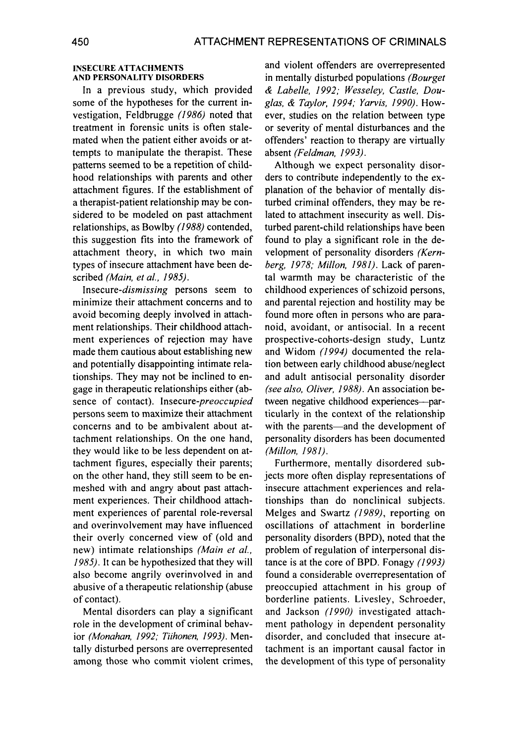### INSECURE ATTACHMENTS AND PERSONALITY DISORDERS

In a previous study, which provided some of the hypotheses for the current investigation, Feldbrugge *(1986)* noted that treatment in forensic units is often stalemated when the patient either avoids or attempts to manipulate the therapist. These patterns seemed to be a repetition of childhood relationships with parents and other attachment figures. If the establishment of a therapist-patient relationship may be considered to be modeled on past attachment relationships, as Bowlby *(1988)* contended, this suggestion fits into the framework of attachment theory, in which two main types of insecure attachment have been described *(Main, et al., 1985)*.

Insecure-*dismissing* persons seem to minimize their attachment concerns and to avoid becoming deeply involved in attachment relationships. Their childhood attachment experiences of rejection may have made them cautious about establishing new and potentially disappointing intimate relationships. They may not be inclined to engage in therapeutic relationships either (absence of contact). Insecure-*preoccupied* persons seem to maximize their attachment concerns and to be ambivalent about attachment relationships. On the one hand, they would like to be less dependent on attachment figures, especially their parents; on the other hand, they still seem to be enmeshed with and angry about past attachment experiences. Their childhood attachment experiences of parental role-reversal and overinvolvement may have influenced their overly concerned view of (old and new) intimate relationships *(Main et al., 1985)*. It can be hypothesized that they will also become angrily overinvolved in and abusive of a therapeutic relationship (abuse of contact).

Mental disorders can play a significant role in the development of criminal behavior *(Monahan, 1992; Tiihonen, 1993)*. Mentally disturbed persons are overrepresented among those who commit violent crimes, and violent offenders are overrepresented in mentally disturbed populations *(Bourget & Labelle, 1992; Wesseley, Castle, Douglas, & Taylor, 1994; Yarvis, 1990)*. However, studies on the relation between type or severity of mental disturbances and the offenders' reaction to therapy are virtually absent *(Feldman, 1993)*.

Although we expect personality disorders to contribute independently to the explanation of the behavior of mentally disturbed criminal offenders, they may be related to attachment insecurity as well. Disturbed parent-child relationships have been found to play a significant role in the development of personality disorders *(Kernberg, 1978; Millon, 1981)*. Lack of parental warmth may be characteristic of the childhood experiences of schizoid persons, and parental rejection and hostility may be found more often in persons who are paranoid, avoidant, or antisocial. In a recent prospective-cohorts-design study, Luntz and Widom *(1994)* documented the relation between early childhood abuse/neglect and adult antisocial personality disorder *(see also, Oliver, 1988)*. An association between negative childhood experiences—particularly in the context of the relationship with the parents—and the development of personality disorders has been documented *(Millon, 1981)*.

Furthermore, mentally disordered subjects more often display representations of insecure attachment experiences and relationships than do nonclinical subjects. Melges and Swartz *(1989)*, reporting on oscillations of attachment in borderline personality disorders (BPD), noted that the problem of regulation of interpersonal distance is at the core of BPD. Fonagy *(1993)* found a considerable overrepresentation of preoccupied attachment in his group of borderline patients. Livesley, Schroeder, and Jackson *(1990)* investigated attachment pathology in dependent personality disorder, and concluded that insecure attachment is an important causal factor in the development of this type of personality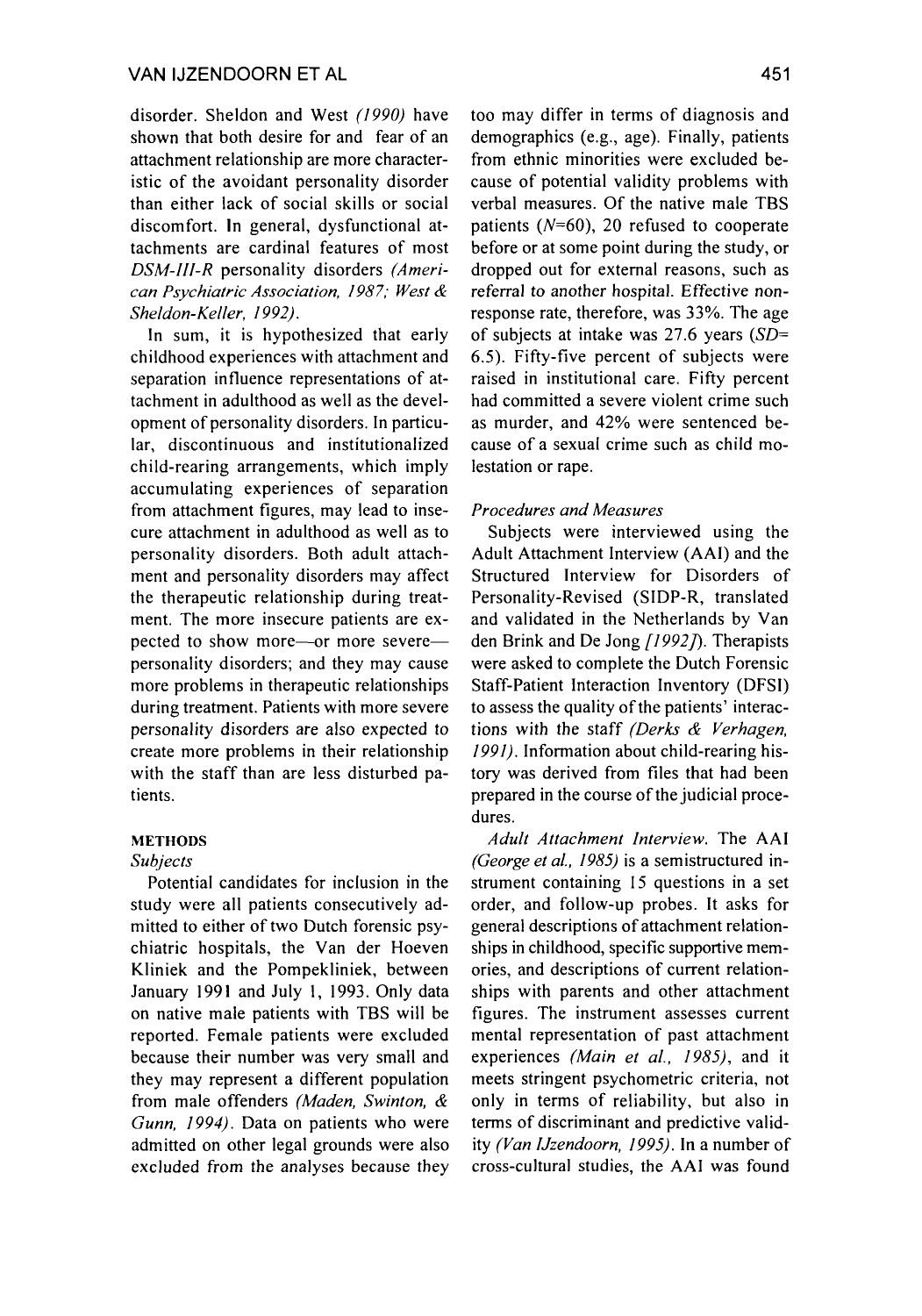disorder. Sheldon and West *(1990)* have shown that both desire for and fear of an attachment relationship are more characteristic of the avoidant personality disorder than either lack of social skills or social discomfort. In general, dysfunctional attachments are cardinal features of most *DSM-III-R* personality disorders *(American Psychiatric Association, 1987; West & Sheldon-Keller, 1992)*.

In sum, it is hypothesized that early childhood experiences with attachment and separation influence representations of attachment in adulthood as well as the development of personality disorders. In particular, discontinuous and institutionalized child-rearing arrangements, which imply accumulating experiences of separation from attachment figures, may lead to insecure attachment in adulthood as well as to personality disorders. Both adult attachment and personality disorders may affect the therapeutic relationship during treatment. The more insecure patients are expected to show more—or more severe—personality disorders; and they may cause more problems in therapeutic relationships during treatment. Patients with more severe personality disorders are also expected to create more problems in their relationship with the staff than are less disturbed patients.

## METHODS

### *Subjects*

Potential candidates for inclusion in the study were all patients consecutively admitted to either of two Dutch forensic psychiatric hospitals, the Van der Hoeven Kliniek and the Pompekliniek, between January 1991 and July 1, 1993. Only data on native male patients with TBS will be reported. Female patients were excluded because their number was very small and they may represent a different population from male offenders *(Maden, Swinton, & Gunn, 1994)*. Data on patients who were admitted on other legal grounds were also excluded from the analyses because they too may differ in terms of diagnosis and demographics (e.g., age). Finally, patients from ethnic minorities were excluded because of potential validity problems with verbal measures. Of the native male TBS patients ($N$=60), 20 refused to cooperate before or at some point during the study, or dropped out for external reasons, such as referral to another hospital. Effective nonresponse rate, therefore, was 33%. The age of subjects at intake was 27.6 years ($SD$= 6.5). Fifty-five percent of subjects were raised in institutional care. Fifty percent had committed a severe violent crime such as murder, and 42% were sentenced because of a sexual crime such as child molestation or rape.

### *Procedures and Measures*

Subjects were interviewed using the Adult Attachment Interview (AAI) and the Structured Interview for Disorders of Personality-Revised (SIDP-R, translated and validated in the Netherlands by Van den Brink and De Jong *[1992]*). Therapists were asked to complete the Dutch Forensic Staff-Patient Interaction Inventory (DFSI) to assess the quality of the patients' interactions with the staff *(Derks & Verhagen, 1991)*. Information about child-rearing history was derived from files that had been prepared in the course of the judicial procedures.

*Adult Attachment Interview.* The AAI *(George et al., 1985)* is a semistructured instrument containing 15 questions in a set order, and follow-up probes. It asks for general descriptions of attachment relationships in childhood, specific supportive memories, and descriptions of current relationships with parents and other attachment figures. The instrument assesses current mental representation of past attachment experiences *(Main et al., 1985)*, and it meets stringent psychometric criteria, not only in terms of reliability, but also in terms of discriminant and predictive validity *(Van IJzendoorn, 1995)*. In a number of cross-cultural studies, the AAI was found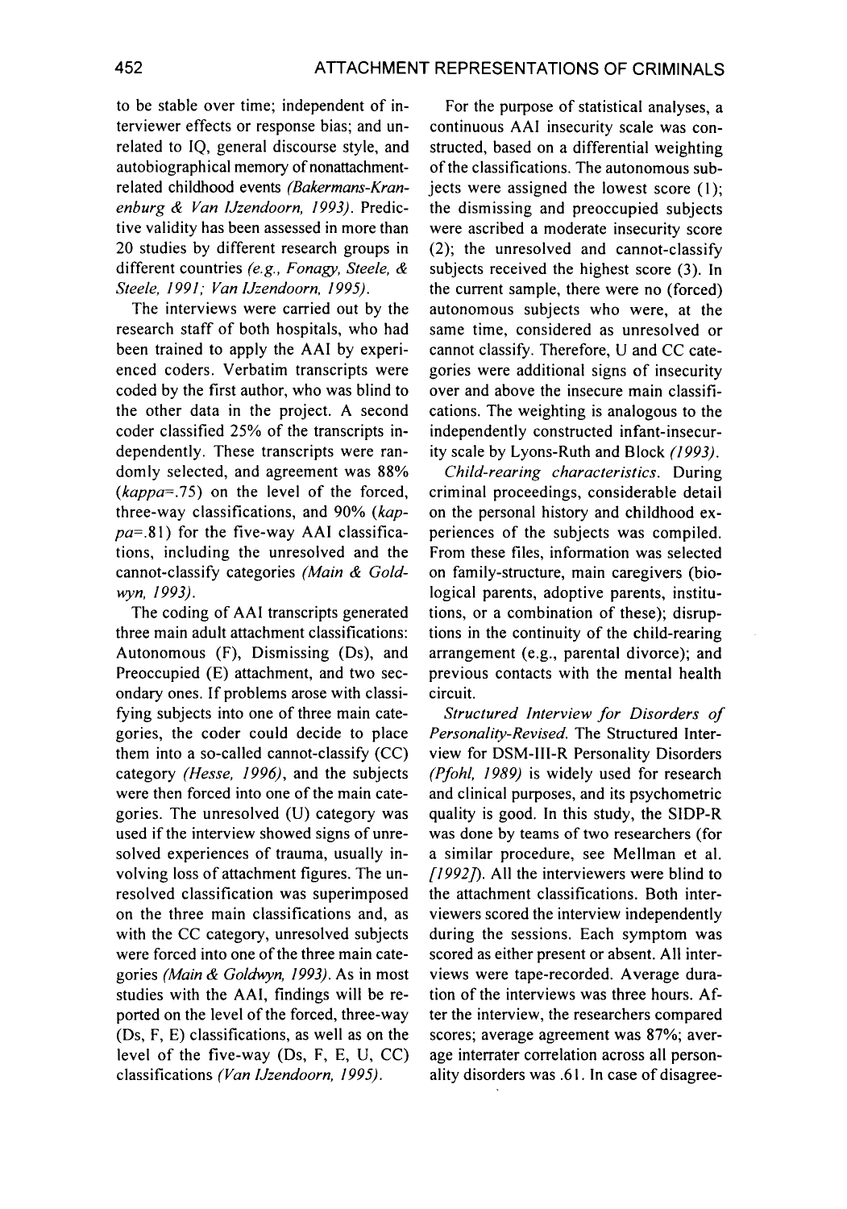to be stable over time; independent of interviewer effects or response bias; and unrelated to IQ, general discourse style, and autobiographical memory of nonattachment-related childhood events *(Bakermans-Kranenburg & Van IJzendoorn, 1993)*. Predictive validity has been assessed in more than 20 studies by different research groups in different countries *(e.g., Fonagy, Steele, & Steele, 1991; Van IJzendoorn, 1995)*.

The interviews were carried out by the research staff of both hospitals, who had been trained to apply the AAI by experienced coders. Verbatim transcripts were coded by the first author, who was blind to the other data in the project. A second coder classified 25% of the transcripts independently. These transcripts were randomly selected, and agreement was 88% (*kappa*=.75) on the level of the forced, three-way classifications, and 90% (*kappa*=.81) for the five-way AAI classifications, including the unresolved and the cannot-classify categories *(Main & Goldwyn, 1993)*.

The coding of AAI transcripts generated three main adult attachment classifications: Autonomous (F), Dismissing (Ds), and Preoccupied (E) attachment, and two secondary ones. If problems arose with classifying subjects into one of three main categories, the coder could decide to place them into a so-called cannot-classify (CC) category *(Hesse, 1996)*, and the subjects were then forced into one of the main categories. The unresolved (U) category was used if the interview showed signs of unresolved experiences of trauma, usually involving loss of attachment figures. The unresolved classification was superimposed on the three main classifications and, as with the CC category, unresolved subjects were forced into one of the three main categories *(Main & Goldwyn, 1993)*. As in most studies with the AAI, findings will be reported on the level of the forced, three-way (Ds, F, E) classifications, as well as on the level of the five-way (Ds, F, E, U, CC) classifications *(Van IJzendoorn, 1995)*.

For the purpose of statistical analyses, a continuous AAI insecurity scale was constructed, based on a differential weighting of the classifications. The autonomous subjects were assigned the lowest score (1); the dismissing and preoccupied subjects were ascribed a moderate insecurity score (2); the unresolved and cannot-classify subjects received the highest score (3). In the current sample, there were no (forced) autonomous subjects who were, at the same time, considered as unresolved or cannot classify. Therefore, U and CC categories were additional signs of insecurity over and above the insecure main classifications. The weighting is analogous to the independently constructed infant-insecurity scale by Lyons-Ruth and Block *(1993)*.

*Child-rearing characteristics.* During criminal proceedings, considerable detail on the personal history and childhood experiences of the subjects was compiled. From these files, information was selected on family-structure, main caregivers (biological parents, adoptive parents, institutions, or a combination of these); disruptions in the continuity of the child-rearing arrangement (e.g., parental divorce); and previous contacts with the mental health circuit.

*Structured Interview for Disorders of Personality-Revised.* The Structured Interview for DSM-III-R Personality Disorders *(Pfohl, 1989)* is widely used for research and clinical purposes, and its psychometric quality is good. In this study, the SIDP-R was done by teams of two researchers (for a similar procedure, see Mellman et al. *[1992]*). All the interviewers were blind to the attachment classifications. Both interviewers scored the interview independently during the sessions. Each symptom was scored as either present or absent. All interviews were tape-recorded. Average duration of the interviews was three hours. After the interview, the researchers compared scores; average agreement was 87%; average interrater correlation across all personality disorders was .61. In case of disagree-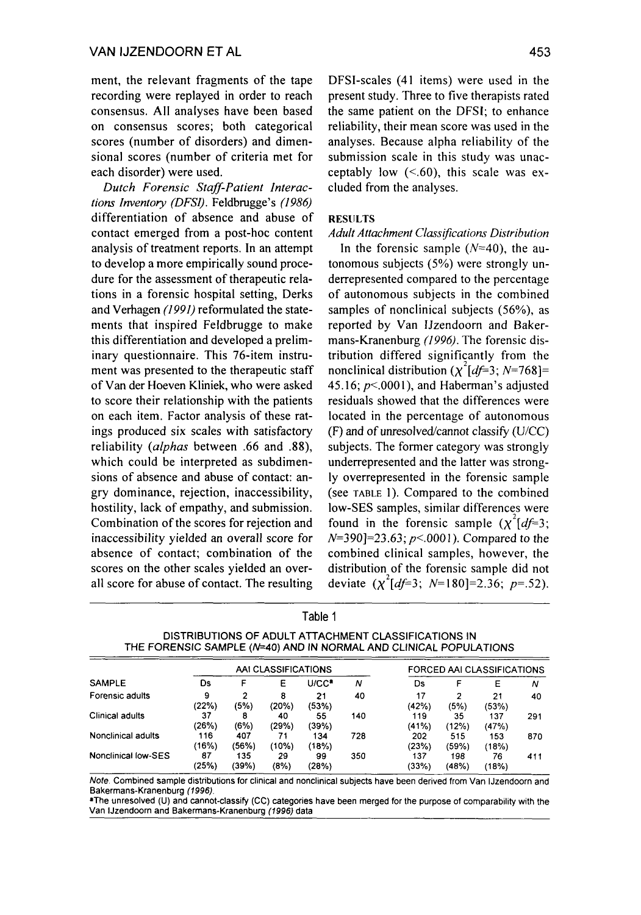ment, the relevant fragments of the tape recording were replayed in order to reach consensus. All analyses have been based on consensus scores; both categorical scores (number of disorders) and dimensional scores (number of criteria met for each disorder) were used.

*Dutch Forensic Staff-Patient Interactions Inventory (DFSI).* Feldbrugge's *(1986)* differentiation of absence and abuse of contact emerged from a post-hoc content analysis of treatment reports. In an attempt to develop a more empirically sound procedure for the assessment of therapeutic relations in a forensic hospital setting, Derks and Verhagen *(1991)* reformulated the statements that inspired Feldbrugge to make this differentiation and developed a preliminary questionnaire. This 76-item instrument was presented to the therapeutic staff of Van der Hoeven Kliniek, who were asked to score their relationship with the patients on each item. Factor analysis of these ratings produced six scales with satisfactory reliability (*alphas* between .66 and .88), which could be interpreted as subdimensions of absence and abuse of contact: angry dominance, rejection, inaccessibility, hostility, lack of empathy, and submission. Combination of the scores for rejection and inaccessibility yielded an overall score for absence of contact; combination of the scores on the other scales yielded an overall score for abuse of contact. The resulting DFSI-scales (41 items) were used in the present study. Three to five therapists rated the same patient on the DFSI; to enhance reliability, their mean score was used in the analyses. Because alpha reliability of the submission scale in this study was unacceptably low (<.60), this scale was excluded from the analyses.

## RESULTS

*Adult Attachment Classifications Distribution*

In the forensic sample ($N$=40), the autonomous subjects (5%) were strongly underrepresented compared to the percentage of autonomous subjects in the combined samples of nonclinical subjects (56%), as reported by Van IJzendoorn and Bakermans-Kranenburg *(1996)*. The forensic distribution differed significantly from the nonclinical distribution ($\chi^2[df=3; N=768]=45.16; p<.0001$), and Haberman's adjusted residuals showed that the differences were located in the percentage of autonomous (F) and of unresolved/cannot classify (U/CC) subjects. The former category was strongly underrepresented and the latter was strongly overrepresented in the forensic sample (see TABLE 1). Compared to the combined low-SES samples, similar differences were found in the forensic sample ($\chi^2[df=3; N=390]=23.63; p<.0001$). Compared to the combined clinical samples, however, the distribution of the forensic sample did not deviate ($\chi^2[df=3; N=180]=2.36; p=.52$).

Table 1

DISTRIBUTIONS OF ADULT ATTACHMENT CLASSIFICATIONS IN THE FORENSIC SAMPLE ($N$=40) AND IN NORMAL AND CLINICAL POPULATIONS

| | AAI CLASSIFICATIONS | | | | | FORCED AAI CLASSIFICATIONS | | | |
|---|---|---|---|---|---|---|---|---|---|
| SAMPLE | Ds | F | E | U/CC[a] | $N$ | Ds | F | E | $N$ |
| Forensic adults | 9 (22%) | 2 (5%) | 8 (20%) | 21 (53%) | 40 | 17 (42%) | 2 (5%) | 21 (53%) | 40 |
| Clinical adults | 37 (26%) | 8 (6%) | 40 (29%) | 55 (39%) | 140 | 119 (41%) | 35 (12%) | 137 (47%) | 291 |
| Nonclinical adults | 116 (16%) | 407 (56%) | 71 (10%) | 134 (18%) | 728 | 202 (23%) | 515 (59%) | 153 (18%) | 870 |
| Nonclinical low-SES | 87 (25%) | 135 (39%) | 29 (8%) | 99 (28%) | 350 | 137 (33%) | 198 (48%) | 76 (18%) | 411 |

*Note.* Combined sample distributions for clinical and nonclinical subjects have been derived from Van IJzendoorn and Bakermans-Kranenburg *(1996)*.

[a]The unresolved (U) and cannot-classify (CC) categories have been merged for the purpose of comparability with the Van IJzendoorn and Bakermans-Kranenburg *(1996)* data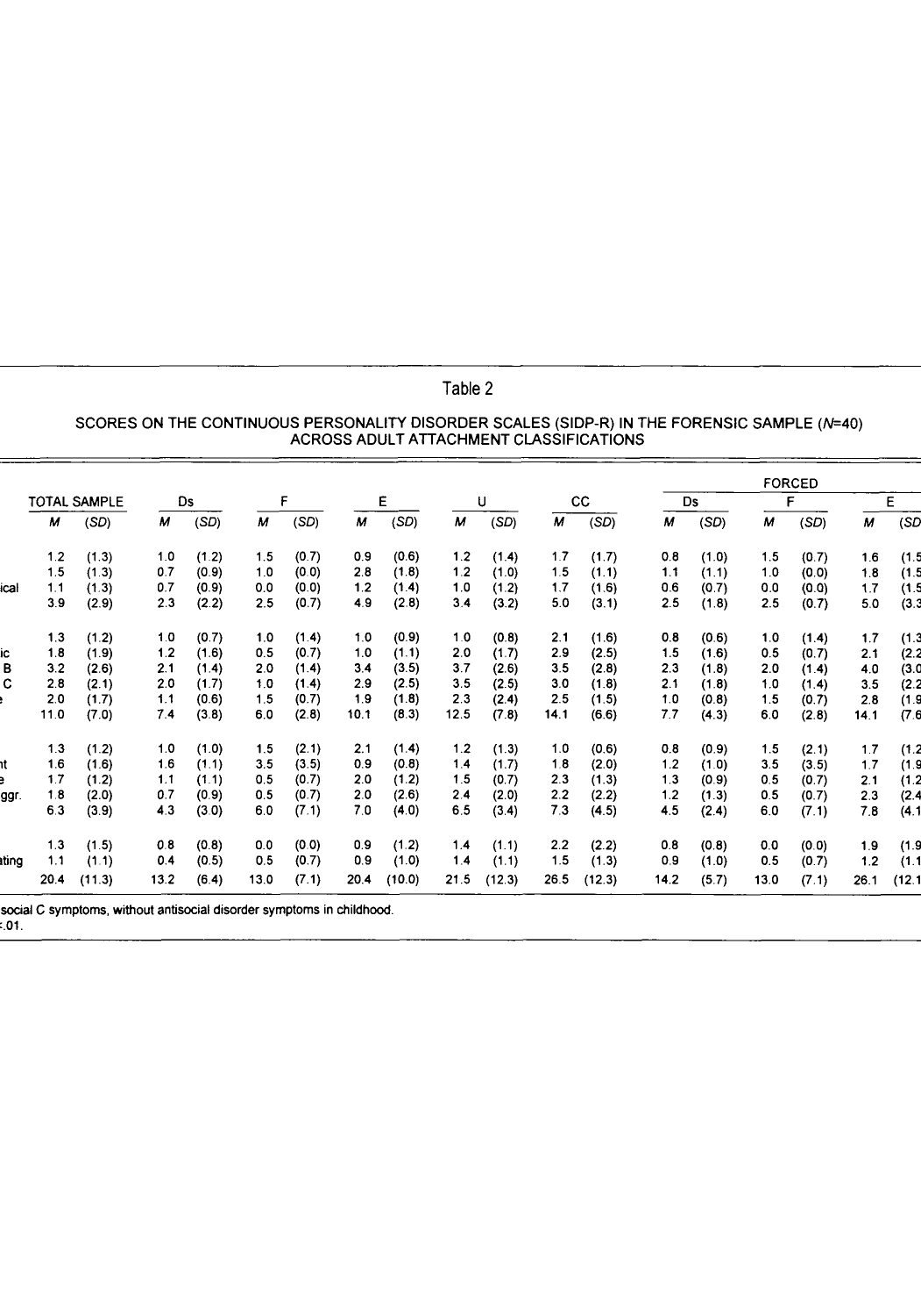Table 2

SCORES ON THE CONTINUOUS PERSONALITY DISORDER SCALES (SIDP-R) IN THE FORENSIC SAMPLE ($N$=40) ACROSS ADULT ATTACHMENT CLASSIFICATIONS

| | TOTAL SAMPLE | | Ds | | F | | E | | U | | CC | | FORCED Ds | | FORCED F | | FORCED E | |
|---|---|---|---|---|---|---|---|---|---|---|---|---|---|---|---|---|---|---|
| | *M* | (*SD*) | *M* | (*SD*) | *M* | (*SD*) | *M* | (*SD*) | *M* | (*SD*) | *M* | (*SD*) | *M* | (*SD*) | *M* | (*SD*) | *M* | (*SD* |
| | 1.2 | (1.3) | 1.0 | (1.2) | 1.5 | (0.7) | 0.9 | (0.6) | 1.2 | (1.4) | 1.7 | (1.7) | 0.8 | (1.0) | 1.5 | (0.7) | 1.6 | (1.5 |
| | 1.5 | (1.3) | 0.7 | (0.9) | 1.0 | (0.0) | 2.8 | (1.8) | 1.2 | (1.0) | 1.5 | (1.1) | 1.1 | (1.1) | 1.0 | (0.0) | 1.8 | (1.5 |
| ical | 1.1 | (1.3) | 0.7 | (0.9) | 0.0 | (0.0) | 1.2 | (1.4) | 1.0 | (1.2) | 1.7 | (1.6) | 0.6 | (0.7) | 0.0 | (0.0) | 1.7 | (1.5 |
| | 3.9 | (2.9) | 2.3 | (2.2) | 2.5 | (0.7) | 4.9 | (2.8) | 3.4 | (3.2) | 5.0 | (3.1) | 2.5 | (1.8) | 2.5 | (0.7) | 5.0 | (3.3 |
| | 1.3 | (1.2) | 1.0 | (0.7) | 1.0 | (1.4) | 1.0 | (0.9) | 1.0 | (0.8) | 2.1 | (1.6) | 0.8 | (0.6) | 1.0 | (1.4) | 1.7 | (1.3 |
| ic | 1.8 | (1.9) | 1.2 | (1.6) | 0.5 | (0.7) | 1.0 | (1.1) | 2.0 | (1.7) | 2.9 | (2.5) | 1.5 | (1.6) | 0.5 | (0.7) | 2.1 | (2.2 |
| B | 3.2 | (2.6) | 2.1 | (1.4) | 2.0 | (1.4) | 3.4 | (3.5) | 3.7 | (2.6) | 3.5 | (2.8) | 2.3 | (1.8) | 2.0 | (1.4) | 4.0 | (3.0 |
| C | 2.8 | (2.1) | 2.0 | (1.7) | 1.0 | (1.4) | 2.9 | (2.5) | 3.5 | (2.5) | 3.0 | (1.8) | 2.1 | (1.8) | 1.0 | (1.4) | 3.5 | (2.2 |
| | 2.0 | (1.7) | 1.1 | (0.6) | 1.5 | (0.7) | 1.9 | (1.8) | 2.3 | (2.4) | 2.5 | (1.5) | 1.0 | (0.8) | 1.5 | (0.7) | 2.8 | (1.9 |
| | 11.0 | (7.0) | 7.4 | (3.8) | 6.0 | (2.8) | 10.1 | (8.3) | 12.5 | (7.8) | 14.1 | (6.6) | 7.7 | (4.3) | 6.0 | (2.8) | 14.1 | (7.6 |
| | 1.3 | (1.2) | 1.0 | (1.0) | 1.5 | (2.1) | 2.1 | (1.4) | 1.2 | (1.3) | 1.0 | (0.6) | 0.8 | (0.9) | 1.5 | (2.1) | 1.7 | (1.2 |
| nt | 1.6 | (1.6) | 1.6 | (1.1) | 3.5 | (3.5) | 0.9 | (0.8) | 1.4 | (1.7) | 1.8 | (2.0) | 1.2 | (1.0) | 3.5 | (3.5) | 1.7 | (1.9 |
| | 1.7 | (1.2) | 1.1 | (1.1) | 0.5 | (0.7) | 2.0 | (1.2) | 1.5 | (0.7) | 2.3 | (1.3) | 1.3 | (0.9) | 0.5 | (0.7) | 2.1 | (1.2 |
| ggr. | 1.8 | (2.0) | 0.7 | (0.9) | 0.5 | (0.7) | 2.0 | (2.6) | 2.4 | (2.0) | 2.2 | (2.2) | 1.2 | (1.3) | 0.5 | (0.7) | 2.3 | (2.4 |
| | 6.3 | (3.9) | 4.3 | (3.0) | 6.0 | (7.1) | 7.0 | (4.0) | 6.5 | (3.4) | 7.3 | (4.5) | 4.5 | (2.4) | 6.0 | (7.1) | 7.8 | (4.1 |
| | 1.3 | (1.5) | 0.8 | (0.8) | 0.0 | (0.0) | 0.9 | (1.2) | 1.4 | (1.1) | 2.2 | (2.2) | 0.8 | (0.8) | 0.0 | (0.0) | 1.9 | (1.9 |
| ting | 1.1 | (1.1) | 0.4 | (0.5) | 0.5 | (0.7) | 0.9 | (1.0) | 1.4 | (1.1) | 1.5 | (1.3) | 0.9 | (1.0) | 0.5 | (0.7) | 1.2 | (1.1 |
| | 20.4 | (11.3) | 13.2 | (6.4) | 13.0 | (7.1) | 20.4 | (10.0) | 21.5 | (12.3) | 26.5 | (12.3) | 14.2 | (5.7) | 13.0 | (7.1) | 26.1 | (12.1 |

social C symptoms, without antisocial disorder symptoms in childhood.
:.01.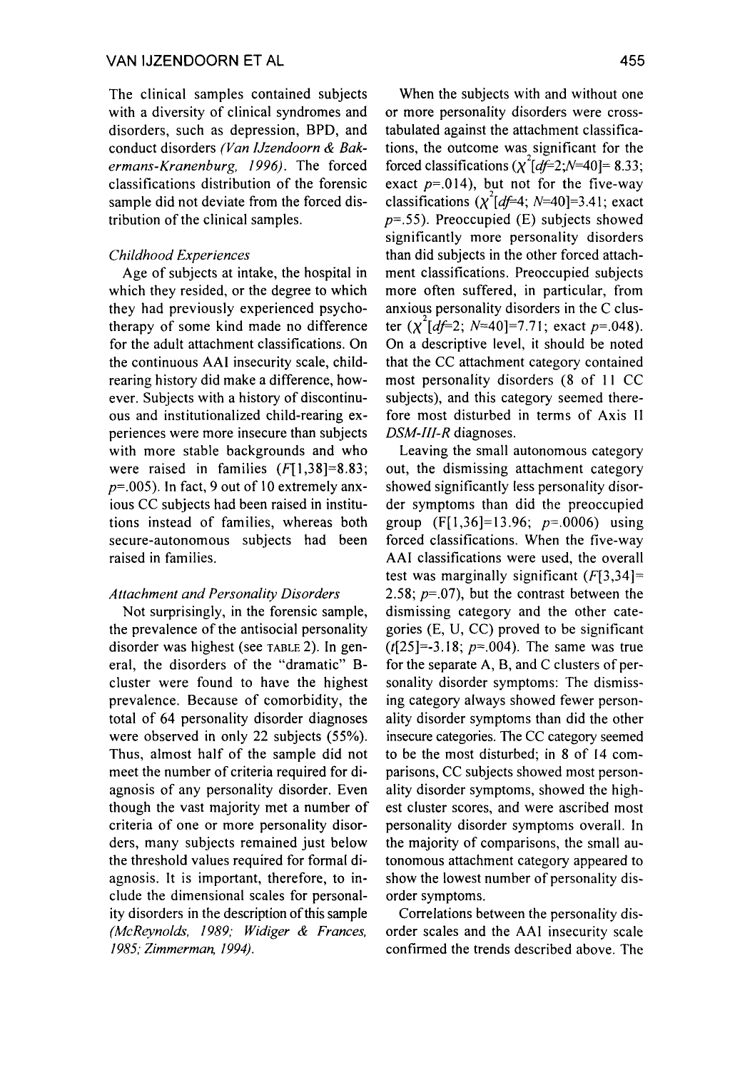The clinical samples contained subjects with a diversity of clinical syndromes and disorders, such as depression, BPD, and conduct disorders *(Van IJzendoorn & Bakermans-Kranenburg, 1996)*. The forced classifications distribution of the forensic sample did not deviate from the forced distribution of the clinical samples.

### *Childhood Experiences*

Age of subjects at intake, the hospital in which they resided, or the degree to which they had previously experienced psychotherapy of some kind made no difference for the adult attachment classifications. On the continuous AAI insecurity scale, child-rearing history did make a difference, however. Subjects with a history of discontinuous and institutionalized child-rearing experiences were more insecure than subjects with more stable backgrounds and who were raised in families ($F[1,38]=8.83$; $p=.005$). In fact, 9 out of 10 extremely anxious CC subjects had been raised in institutions instead of families, whereas both secure-autonomous subjects had been raised in families.

### *Attachment and Personality Disorders*

Not surprisingly, in the forensic sample, the prevalence of the antisocial personality disorder was highest (see TABLE 2). In general, the disorders of the "dramatic" B-cluster were found to have the highest prevalence. Because of comorbidity, the total of 64 personality disorder diagnoses were observed in only 22 subjects (55%). Thus, almost half of the sample did not meet the number of criteria required for diagnosis of any personality disorder. Even though the vast majority met a number of criteria of one or more personality disorders, many subjects remained just below the threshold values required for formal diagnosis. It is important, therefore, to include the dimensional scales for personality disorders in the description of this sample *(McReynolds, 1989; Widiger & Frances, 1985; Zimmerman, 1994)*.

When the subjects with and without one or more personality disorders were cross-tabulated against the attachment classifications, the outcome was significant for the forced classifications ($\chi^2[df=2; N=40]=8.33$; exact $p=.014$), but not for the five-way classifications ($\chi^2[df=4; N=40]=3.41$; exact $p=.55$). Preoccupied (E) subjects showed significantly more personality disorders than did subjects in the other forced attachment classifications. Preoccupied subjects more often suffered, in particular, from anxious personality disorders in the C cluster ($\chi^2[df=2; N=40]=7.71$; exact $p=.048$). On a descriptive level, it should be noted that the CC attachment category contained most personality disorders (8 of 11 CC subjects), and this category seemed therefore most disturbed in terms of Axis II *DSM-III-R* diagnoses.

Leaving the small autonomous category out, the dismissing attachment category showed significantly less personality disorder symptoms than did the preoccupied group ($F[1,36]=13.96$; $p=.0006$) using forced classifications. When the five-way AAI classifications were used, the overall test was marginally significant ($F[3,34]=2.58$; $p=.07$), but the contrast between the dismissing category and the other categories (E, U, CC) proved to be significant ($t[25]=-3.18$; $p=.004$). The same was true for the separate A, B, and C clusters of personality disorder symptoms: The dismissing category always showed fewer personality disorder symptoms than did the other insecure categories. The CC category seemed to be the most disturbed; in 8 of 14 comparisons, CC subjects showed most personality disorder symptoms, showed the highest cluster scores, and were ascribed most personality disorder symptoms overall. In the majority of comparisons, the small autonomous attachment category appeared to show the lowest number of personality disorder symptoms.

Correlations between the personality disorder scales and the AAI insecurity scale confirmed the trends described above. The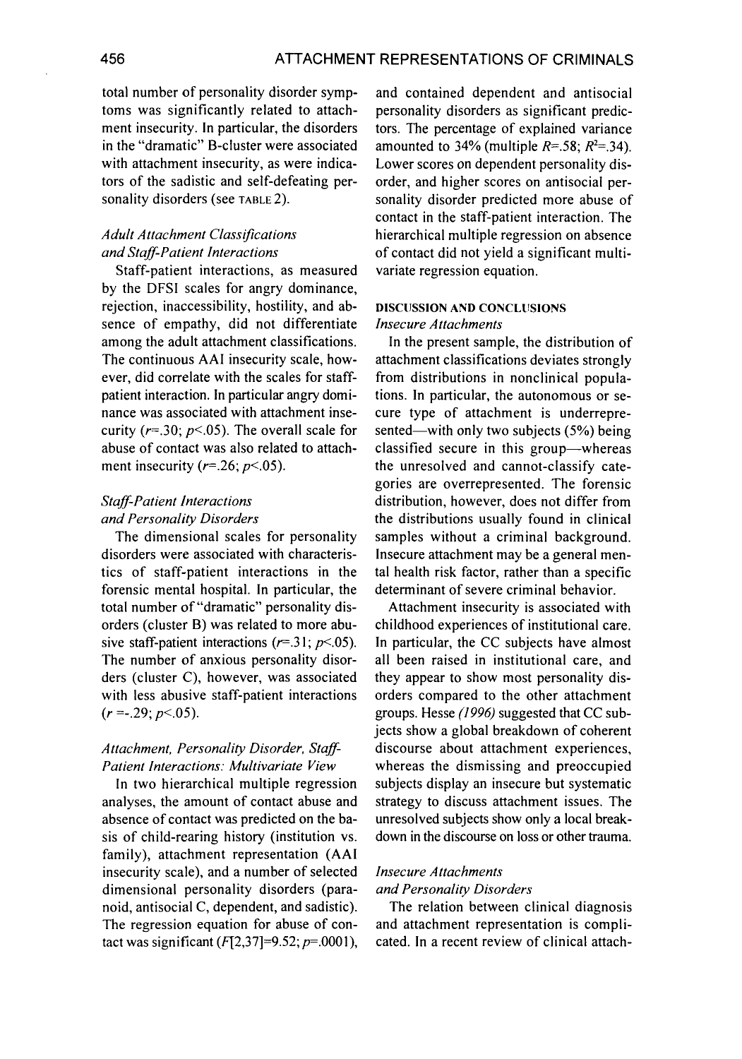total number of personality disorder symptoms was significantly related to attachment insecurity. In particular, the disorders in the "dramatic" B-cluster were associated with attachment insecurity, as were indicators of the sadistic and self-defeating personality disorders (see TABLE 2).

### *Adult Attachment Classifications and Staff-Patient Interactions*

Staff-patient interactions, as measured by the DFSI scales for angry dominance, rejection, inaccessibility, hostility, and absence of empathy, did not differentiate among the adult attachment classifications. The continuous AAI insecurity scale, however, did correlate with the scales for staff-patient interaction. In particular angry dominance was associated with attachment insecurity ($r$=.30; $p$<.05). The overall scale for abuse of contact was also related to attachment insecurity ($r$=.26; $p$<.05).

### *Staff-Patient Interactions and Personality Disorders*

The dimensional scales for personality disorders were associated with characteristics of staff-patient interactions in the forensic mental hospital. In particular, the total number of "dramatic" personality disorders (cluster B) was related to more abusive staff-patient interactions ($r$=.31; $p$<.05). The number of anxious personality disorders (cluster C), however, was associated with less abusive staff-patient interactions ($r$ =-.29; $p$<.05).

### *Attachment, Personality Disorder, Staff-Patient Interactions: Multivariate View*

In two hierarchical multiple regression analyses, the amount of contact abuse and absence of contact was predicted on the basis of child-rearing history (institution vs. family), attachment representation (AAI insecurity scale), and a number of selected dimensional personality disorders (paranoid, antisocial C, dependent, and sadistic). The regression equation for abuse of contact was significant ($F$[2,37]=9.52; $p$=.0001), and contained dependent and antisocial personality disorders as significant predictors. The percentage of explained variance amounted to 34% (multiple $R$=.58; $R^2$=.34). Lower scores on dependent personality disorder, and higher scores on antisocial personality disorder predicted more abuse of contact in the staff-patient interaction. The hierarchical multiple regression on absence of contact did not yield a significant multivariate regression equation.

## DISCUSSION AND CONCLUSIONS

### *Insecure Attachments*

In the present sample, the distribution of attachment classifications deviates strongly from distributions in nonclinical populations. In particular, the autonomous or secure type of attachment is underrepresented—with only two subjects (5%) being classified secure in this group—whereas the unresolved and cannot-classify categories are overrepresented. The forensic distribution, however, does not differ from the distributions usually found in clinical samples without a criminal background. Insecure attachment may be a general mental health risk factor, rather than a specific determinant of severe criminal behavior.

Attachment insecurity is associated with childhood experiences of institutional care. In particular, the CC subjects have almost all been raised in institutional care, and they appear to show most personality disorders compared to the other attachment groups. Hesse *(1996)* suggested that CC subjects show a global breakdown of coherent discourse about attachment experiences, whereas the dismissing and preoccupied subjects display an insecure but systematic strategy to discuss attachment issues. The unresolved subjects show only a local breakdown in the discourse on loss or other trauma.

### *Insecure Attachments and Personality Disorders*

The relation between clinical diagnosis and attachment representation is complicated. In a recent review of clinical attach-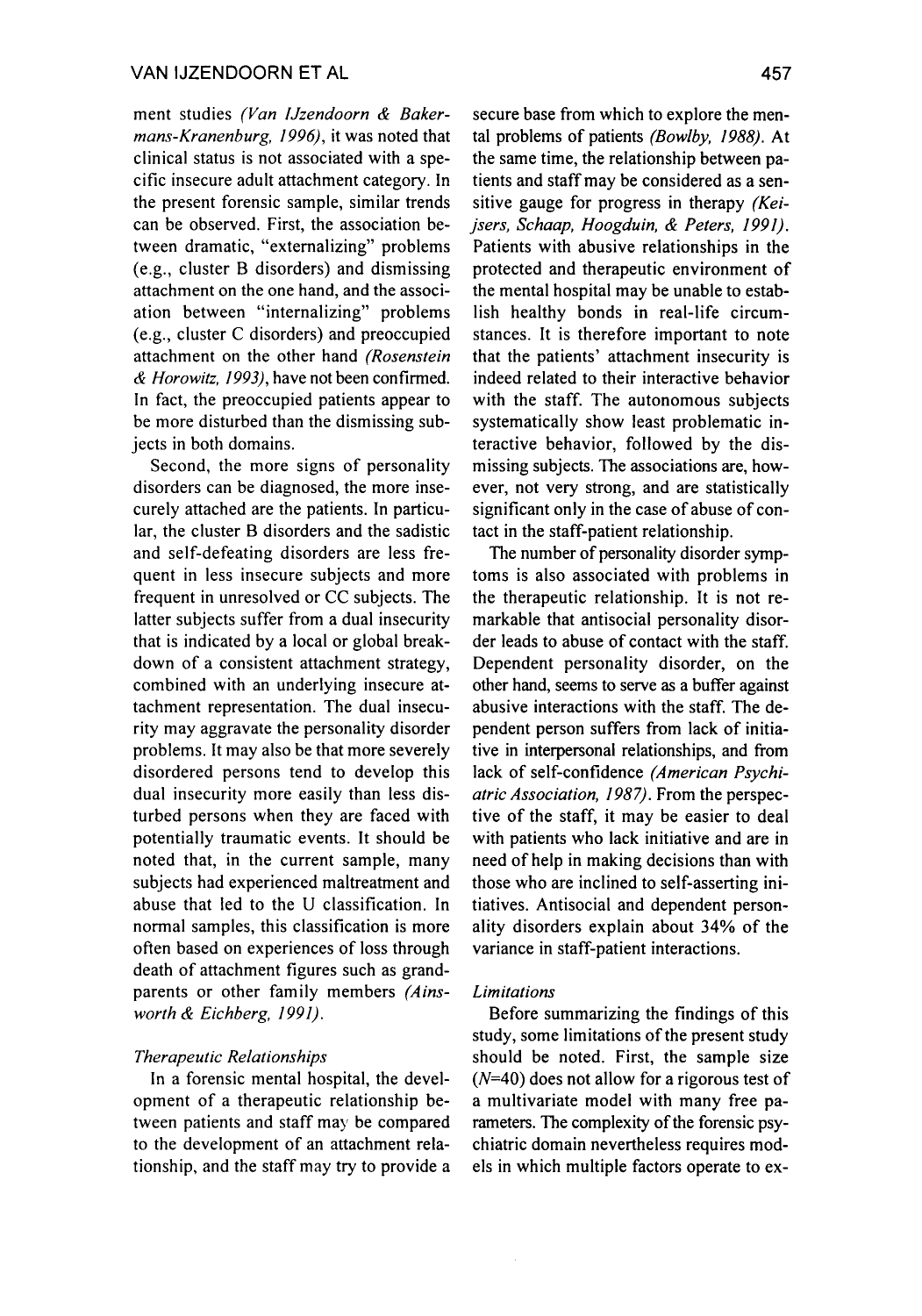ment studies *(Van IJzendoorn & Bakermans-Kranenburg, 1996)*, it was noted that clinical status is not associated with a specific insecure adult attachment category. In the present forensic sample, similar trends can be observed. First, the association between dramatic, "externalizing" problems (e.g., cluster B disorders) and dismissing attachment on the one hand, and the association between "internalizing" problems (e.g., cluster C disorders) and preoccupied attachment on the other hand *(Rosenstein & Horowitz, 1993)*, have not been confirmed. In fact, the preoccupied patients appear to be more disturbed than the dismissing subjects in both domains.

Second, the more signs of personality disorders can be diagnosed, the more insecurely attached are the patients. In particular, the cluster B disorders and the sadistic and self-defeating disorders are less frequent in less insecure subjects and more frequent in unresolved or CC subjects. The latter subjects suffer from a dual insecurity that is indicated by a local or global breakdown of a consistent attachment strategy, combined with an underlying insecure attachment representation. The dual insecurity may aggravate the personality disorder problems. It may also be that more severely disordered persons tend to develop this dual insecurity more easily than less disturbed persons when they are faced with potentially traumatic events. It should be noted that, in the current sample, many subjects had experienced maltreatment and abuse that led to the U classification. In normal samples, this classification is more often based on experiences of loss through death of attachment figures such as grandparents or other family members *(Ainsworth & Eichberg, 1991)*.

### *Therapeutic Relationships*

In a forensic mental hospital, the development of a therapeutic relationship between patients and staff may be compared to the development of an attachment relationship, and the staff may try to provide a secure base from which to explore the mental problems of patients *(Bowlby, 1988)*. At the same time, the relationship between patients and staff may be considered as a sensitive gauge for progress in therapy *(Keijsers, Schaap, Hoogduin, & Peters, 1991)*. Patients with abusive relationships in the protected and therapeutic environment of the mental hospital may be unable to establish healthy bonds in real-life circumstances. It is therefore important to note that the patients' attachment insecurity is indeed related to their interactive behavior with the staff. The autonomous subjects systematically show least problematic interactive behavior, followed by the dismissing subjects. The associations are, however, not very strong, and are statistically significant only in the case of abuse of contact in the staff-patient relationship.

The number of personality disorder symptoms is also associated with problems in the therapeutic relationship. It is not remarkable that antisocial personality disorder leads to abuse of contact with the staff. Dependent personality disorder, on the other hand, seems to serve as a buffer against abusive interactions with the staff. The dependent person suffers from lack of initiative in interpersonal relationships, and from lack of self-confidence *(American Psychiatric Association, 1987)*. From the perspective of the staff, it may be easier to deal with patients who lack initiative and are in need of help in making decisions than with those who are inclined to self-asserting initiatives. Antisocial and dependent personality disorders explain about 34% of the variance in staff-patient interactions.

### *Limitations*

Before summarizing the findings of this study, some limitations of the present study should be noted. First, the sample size ($N$=40) does not allow for a rigorous test of a multivariate model with many free parameters. The complexity of the forensic psychiatric domain nevertheless requires models in which multiple factors operate to ex-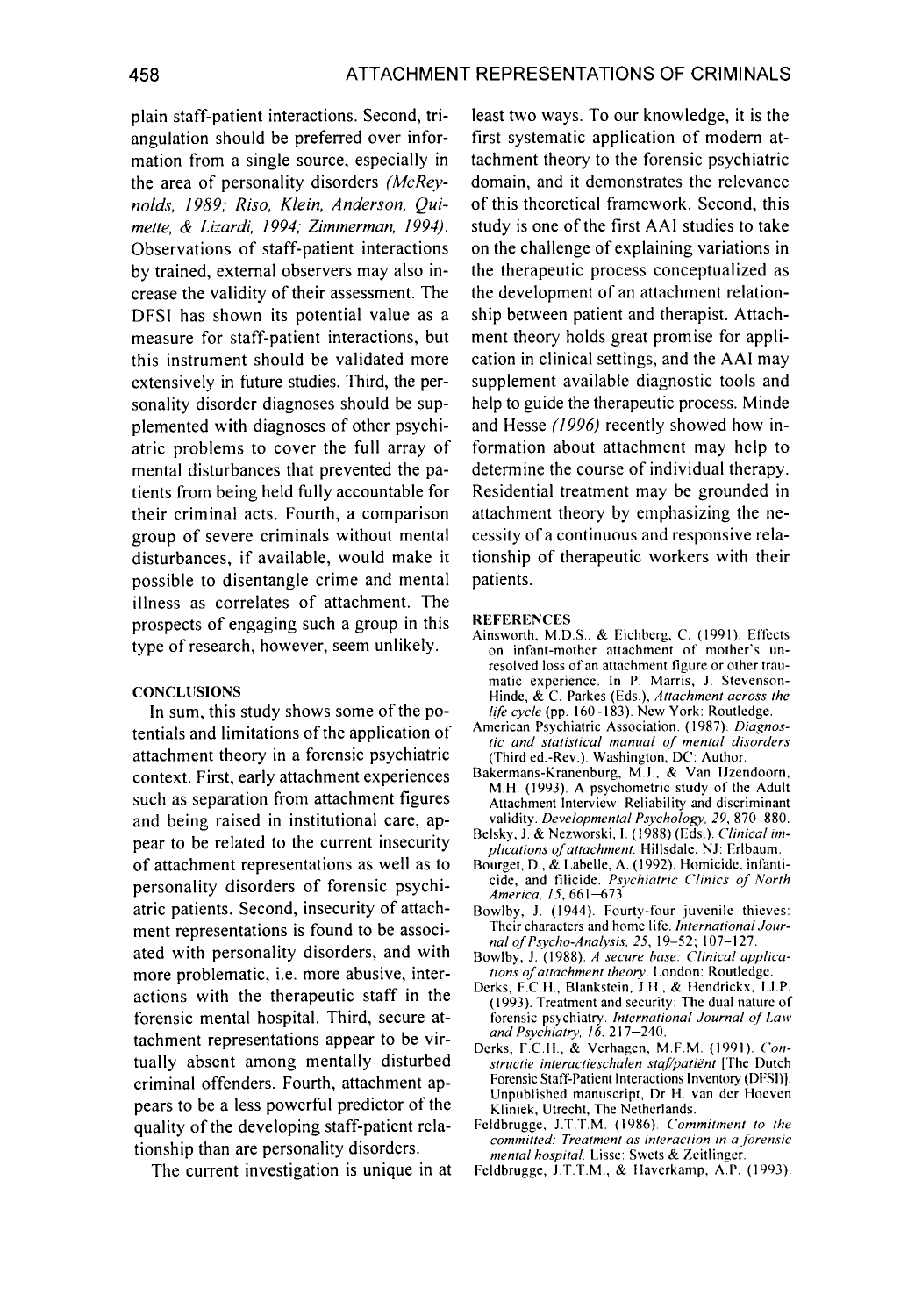plain staff-patient interactions. Second, triangulation should be preferred over information from a single source, especially in the area of personality disorders *(McReynolds, 1989; Riso, Klein, Anderson, Quimette, & Lizardi, 1994; Zimmerman, 1994)*. Observations of staff-patient interactions by trained, external observers may also increase the validity of their assessment. The DFSI has shown its potential value as a measure for staff-patient interactions, but this instrument should be validated more extensively in future studies. Third, the personality disorder diagnoses should be supplemented with diagnoses of other psychiatric problems to cover the full array of mental disturbances that prevented the patients from being held fully accountable for their criminal acts. Fourth, a comparison group of severe criminals without mental disturbances, if available, would make it possible to disentangle crime and mental illness as correlates of attachment. The prospects of engaging such a group in this type of research, however, seem unlikely.

## CONCLUSIONS

In sum, this study shows some of the potentials and limitations of the application of attachment theory in a forensic psychiatric context. First, early attachment experiences such as separation from attachment figures and being raised in institutional care, appear to be related to the current insecurity of attachment representations as well as to personality disorders of forensic psychiatric patients. Second, insecurity of attachment representations is found to be associated with personality disorders, and with more problematic, i.e. more abusive, interactions with the therapeutic staff in the forensic mental hospital. Third, secure attachment representations appear to be virtually absent among mentally disturbed criminal offenders. Fourth, attachment appears to be a less powerful predictor of the quality of the developing staff-patient relationship than are personality disorders.

The current investigation is unique in at least two ways. To our knowledge, it is the first systematic application of modern attachment theory to the forensic psychiatric domain, and it demonstrates the relevance of this theoretical framework. Second, this study is one of the first AAI studies to take on the challenge of explaining variations in the therapeutic process conceptualized as the development of an attachment relationship between patient and therapist. Attachment theory holds great promise for application in clinical settings, and the AAI may supplement available diagnostic tools and help to guide the therapeutic process. Minde and Hesse *(1996)* recently showed how information about attachment may help to determine the course of individual therapy. Residential treatment may be grounded in attachment theory by emphasizing the necessity of a continuous and responsive relationship of therapeutic workers with their patients.

## REFERENCES

Ainsworth, M.D.S., & Eichberg, C. (1991). Effects on infant-mother attachment of mother's unresolved loss of an attachment figure or other traumatic experience. In P. Marris, J. Stevenson-Hinde, & C. Parkes (Eds.), *Attachment across the life cycle* (pp. 160–183). New York: Routledge.

American Psychiatric Association. (1987). *Diagnostic and statistical manual of mental disorders* (Third ed.-Rev.). Washington, DC: Author.

Bakermans-Kranenburg, M.J., & Van IJzendoorn, M.H. (1993). A psychometric study of the Adult Attachment Interview: Reliability and discriminant validity. *Developmental Psychology, 29*, 870–880.

Belsky, J. & Nezworski, I. (1988) (Eds.). *Clinical implications of attachment.* Hillsdale, NJ: Erlbaum.

Bourget, D., & Labelle, A. (1992). Homicide, infanticide, and filicide. *Psychiatric Clinics of North America, 15*, 661–673.

Bowlby, J. (1944). Fourty-four juvenile thieves: Their characters and home life. *International Journal of Psycho-Analysis, 25*, 19–52; 107–127.

Bowlby, J. (1988). *A secure base: Clinical applications of attachment theory.* London: Routledge.

Derks, F.C.H., Blankstein, J.H., & Hendrickx, J.J.P. (1993). Treatment and security: The dual nature of forensic psychiatry. *International Journal of Law and Psychiatry, 16*, 217–240.

Derks, F.C.H., & Verhagen, M.F.M. (1991). *Constructie interactieschalen staf/patiënt* [The Dutch Forensic Staff-Patient Interactions Inventory (DFSI)]. Unpublished manuscript, Dr H. van der Hoeven Kliniek, Utrecht, The Netherlands.

Feldbrugge, J.T.T.M. (1986). *Commitment to the committed: Treatment as interaction in a forensic mental hospital.* Lisse: Swets & Zeitlinger.

Feldbrugge, J.T.T.M., & Haverkamp, A.P. (1993).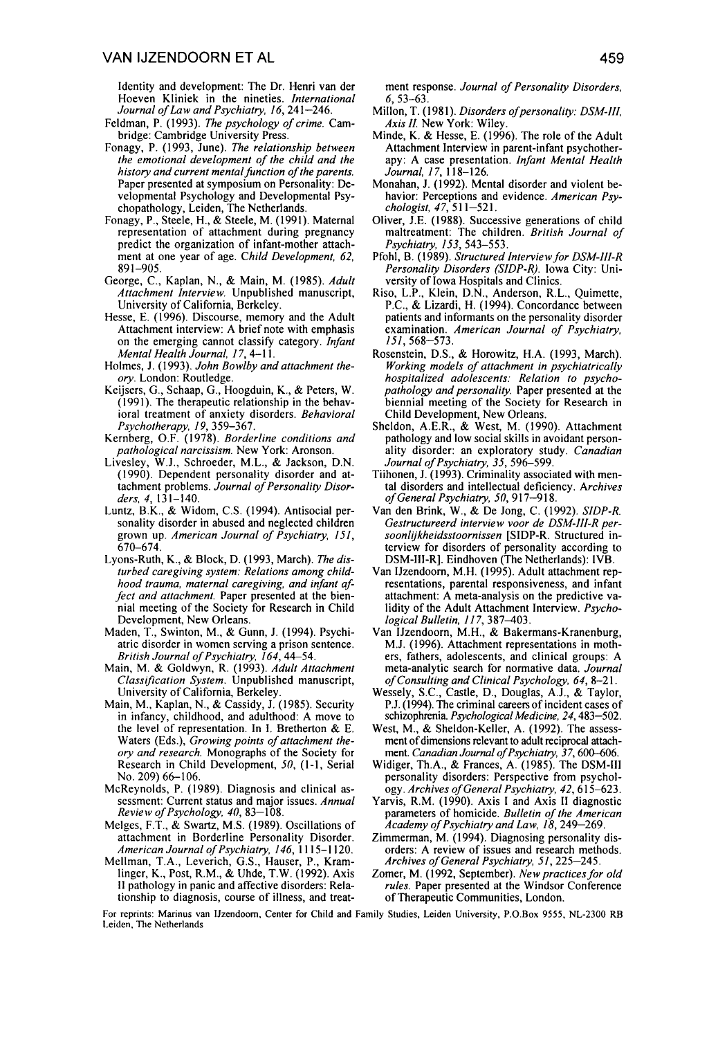Identity and development: The Dr. Henri van der Hoeven Kliniek in the nineties. *International Journal of Law and Psychiatry, 16*, 241–246.

Feldman, P. (1993). *The psychology of crime.* Cambridge: Cambridge University Press.

Fonagy, P. (1993, June). *The relationship between the emotional development of the child and the history and current mental function of the parents.* Paper presented at symposium on Personality: Developmental Psychology and Developmental Psychopathology, Leiden, The Netherlands.

Fonagy, P., Steele, H., & Steele, M. (1991). Maternal representation of attachment during pregnancy predict the organization of infant-mother attachment at one year of age. *Child Development, 62*, 891–905.

George, C., Kaplan, N., & Main, M. (1985). *Adult Attachment Interview.* Unpublished manuscript, University of California, Berkeley.

Hesse, E. (1996). Discourse, memory and the Adult Attachment interview: A brief note with emphasis on the emerging cannot classify category. *Infant Mental Health Journal, 17*, 4–11.

Holmes, J. (1993). *John Bowlby and attachment theory.* London: Routledge.

Keijsers, G., Schaap, G., Hoogduin, K., & Peters, W. (1991). The therapeutic relationship in the behavioral treatment of anxiety disorders. *Behavioral Psychotherapy, 19*, 359–367.

Kernberg, O.F. (1978). *Borderline conditions and pathological narcissism.* New York: Aronson.

Livesley, W.J., Schroeder, M.L., & Jackson, D.N. (1990). Dependent personality disorder and attachment problems. *Journal of Personality Disorders, 4*, 131–140.

Luntz, B.K., & Widom, C.S. (1994). Antisocial personality disorder in abused and neglected children grown up. *American Journal of Psychiatry, 151*, 670–674.

Lyons-Ruth, K., & Block, D. (1993, March). *The disturbed caregiving system: Relations among childhood trauma, maternal caregiving, and infant affect and attachment.* Paper presented at the biennial meeting of the Society for Research in Child Development, New Orleans.

Maden, T., Swinton, M., & Gunn, J. (1994). Psychiatric disorder in women serving a prison sentence. *British Journal of Psychiatry, 164*, 44–54.

Main, M. & Goldwyn, R. (1993). *Adult Attachment Classification System.* Unpublished manuscript, University of California, Berkeley.

Main, M., Kaplan, N., & Cassidy, J. (1985). Security in infancy, childhood, and adulthood: A move to the level of representation. In I. Bretherton & E. Waters (Eds.), *Growing points of attachment theory and research.* Monographs of the Society for Research in Child Development, *50*, (1-1, Serial No. 209) 66–106.

McReynolds, P. (1989). Diagnosis and clinical assessment: Current status and major issues. *Annual Review of Psychology, 40*, 83–108.

Melges, F.T., & Swartz, M.S. (1989). Oscillations of attachment in Borderline Personality Disorder. *American Journal of Psychiatry, 146*, 1115–1120.

Mellman, T.A., Leverich, G.S., Hauser, P., Kramlinger, K., Post, R.M., & Uhde, T.W. (1992). Axis II pathology in panic and affective disorders: Relationship to diagnosis, course of illness, and treatment response. *Journal of Personality Disorders, 6*, 53–63.

Millon, T. (1981). *Disorders of personality: DSM-III, Axis II.* New York: Wiley.

Minde, K. & Hesse, E. (1996). The role of the Adult Attachment Interview in parent-infant psychotherapy: A case presentation. *Infant Mental Health Journal, 17*, 118–126.

Monahan, J. (1992). Mental disorder and violent behavior: Perceptions and evidence. *American Psychologist, 47*, 511–521.

Oliver, J.E. (1988). Successive generations of child maltreatment: The children. *British Journal of Psychiatry, 153*, 543–553.

Pfohl, B. (1989). *Structured Interview for DSM-III-R Personality Disorders (SIDP-R).* Iowa City: University of Iowa Hospitals and Clinics.

Riso, L.P., Klein, D.N., Anderson, R.L., Quimette, P.C., & Lizardi, H. (1994). Concordance between patients and informants on the personality disorder examination. *American Journal of Psychiatry, 151*, 568–573.

Rosenstein, D.S., & Horowitz, H.A. (1993, March). *Working models of attachment in psychiatrically hospitalized adolescents: Relation to psychopathology and personality.* Paper presented at the biennial meeting of the Society for Research in Child Development, New Orleans.

Sheldon, A.E.R., & West, M. (1990). Attachment pathology and low social skills in avoidant personality disorder: an exploratory study. *Canadian Journal of Psychiatry, 35*, 596–599.

Tiihonen, J. (1993). Criminality associated with mental disorders and intellectual deficiency. *Archives of General Psychiatry, 50*, 917–918.

Van den Brink, W., & De Jong, C. (1992). *SIDP-R. Gestructureerd interview voor de DSM-III-R persoonlijkheidsstoornissen* [SIDP-R. Structured interview for disorders of personality according to DSM-III-R]. Eindhoven (The Netherlands): IVB.

Van IJzendoorn, M.H. (1995). Adult attachment representations, parental responsiveness, and infant attachment: A meta-analysis on the predictive validity of the Adult Attachment Interview. *Psychological Bulletin, 117*, 387–403.

Van IJzendoorn, M.H., & Bakermans-Kranenburg, M.J. (1996). Attachment representations in mothers, fathers, adolescents, and clinical groups: A meta-analytic search for normative data. *Journal of Consulting and Clinical Psychology, 64*, 8–21.

Wessely, S.C., Castle, D., Douglas, A.J., & Taylor, P.J. (1994). The criminal careers of incident cases of schizophrenia. *Psychological Medicine, 24*, 483–502.

West, M., & Sheldon-Keller, A. (1992). The assessment of dimensions relevant to adult reciprocal attachment. *Canadian Journal of Psychiatry, 37*, 600–606.

Widiger, Th.A., & Frances, A. (1985). The DSM-III personality disorders: Perspective from psychology. *Archives of General Psychiatry, 42*, 615–623.

Yarvis, R.M. (1990). Axis I and Axis II diagnostic parameters of homicide. *Bulletin of the American Academy of Psychiatry and Law, 18*, 249–269.

Zimmerman, M. (1994). Diagnosing personality disorders: A review of issues and research methods. *Archives of General Psychiatry, 51*, 225–245.

Zomer, M. (1992, September). *New practices for old rules.* Paper presented at the Windsor Conference of Therapeutic Communities, London.

For reprints: Marinus van IJzendoorn, Center for Child and Family Studies, Leiden University, P.O.Box 9555, NL-2300 RB Leiden, The Netherlands